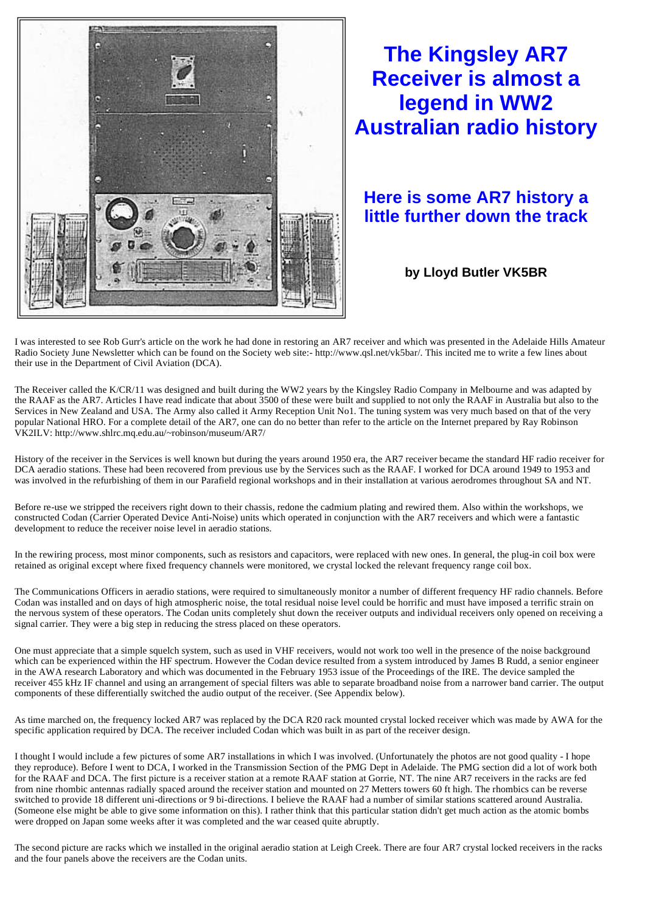# The Kingsley AR7 Receiver is almost a legend in WW2 Australian radio history

## Here is some AR7 history a little further down the track

**by Lloyd Butler VK5BR**

I was interested to see Rob Gurr's article on the work he had done in restoring an AR7 receiver and which was presented in the Adelaide Hills Amateur Radio Society June Newsletter which can be found on the Society web site:- http://www.qsl.net/vk5bar/. This incited me to write a few lines about their use in the Department of Civil Aviation (DCA).

The Receiver called the K/CR/11 was designed and built during the WW2 years by the Kingsley Radio Company in Melbourne and was adapted by the RAAF as the AR7. Articles I have read indicate that about 3500 of these were built and supplied to not only the RAAF in Australia but also to the Services in New Zealand and USA. The Army also called it Army Reception Unit No1. The tuning system was very much based on that of the very popular National HRO. For a complete detail of the AR7, one can do no better than refer to the article on the Internet prepared by Ray Robinson VK2ILV: http://www.shlrc.mq.edu.au/~robinson/museum/AR7/

History of the receiver in the Services is well known but during the years around 1950 era, the AR7 receiver became the standard HF radio receiver for DCA aeradio stations. These had been recovered from previous use by the Services such as the RAAF. I worked for DCA around 1949 to 1953 and was involved in the refurbishing of them in our Parafield regional workshops and in their installation at various aerodromes throughout SA and NT.

Before re-use we stripped the receivers right down to their chassis, redone the cadmium plating and rewired them. Also within the workshops, we constructed Codan (Carrier Operated Device Anti-Noise) units which operated in conjunction with the AR7 receivers and which were a fantastic development to reduce the receiver noise level in aeradio stations.

In the rewiring process, most minor components, such as resistors and capacitors, were replaced with new ones. In general, the plug-in coil box were retained as original except where fixed frequency channels were monitored, we crystal locked the relevant frequency range coil box.

The Communications Officers in aeradio stations, were required to simultaneously monitor a number of different frequency HF radio channels. Before Codan was installed and on days of high atmospheric noise, the total residual noise level could be horrific and must have imposed a terrific strain on the nervous system of these operators. The Codan units completely shut down the receiver outputs and individual receivers only opened on receiving a signal carrier. They were a big step in reducing the stress placed on these operators.

One must appreciate that a simple squelch system, such as used in VHF receivers, would not work too well in the presence of the noise background which can be experienced within the HF spectrum. However the Codan device resulted from a system introduced by James B Rudd, a senior engineer in the AWA research Laboratory and which was documented in the February 1953 issue of the Proceedings of the IRE. The device sampled the receiver 455 kHz IF channel and using an arrangement of special filters was able to separate broadband noise from a narrower band carrier. The output components of these differentially switched the audio output of the receiver. (See Appendix below).

As time marched on, the frequency locked AR7 was replaced by the DCA R20 rack mounted crystal locked receiver which was made by AWA for the specific application required by DCA. The receiver included Codan which was built in as part of the receiver design.

I thought I would include a few pictures of some AR7 installations in which I was involved. (Unfortunately the photos are not good quality - I hope they reproduce). Before I went to DCA, I worked in the Transmission Section of the PMG Dept in Adelaide. The PMG section did a lot of work both for the RAAF and DCA. The first picture is a receiver station at a remote RAAF station at Gorrie, NT. The nine AR7 receivers in the racks are fed from nine rhombic antennas radially spaced around the receiver station and mounted on 27 Metters towers 60 ft high. The rhombics can be reverse switched to provide 18 different uni-directions or 9 bi-directions. I believe the RAAF had a number of similar stations scattered around Australia. (Someone else might be able to give some information on this). I rather think that this particular station didn't get much action as the atomic bombs were dropped on Japan some weeks after it was completed and the war ceased quite abruptly.

The second picture are racks which we installed in the original aeradio station at Leigh Creek. There are four AR7 crystal locked receivers in the racks and the four panels above the receivers are the Codan units.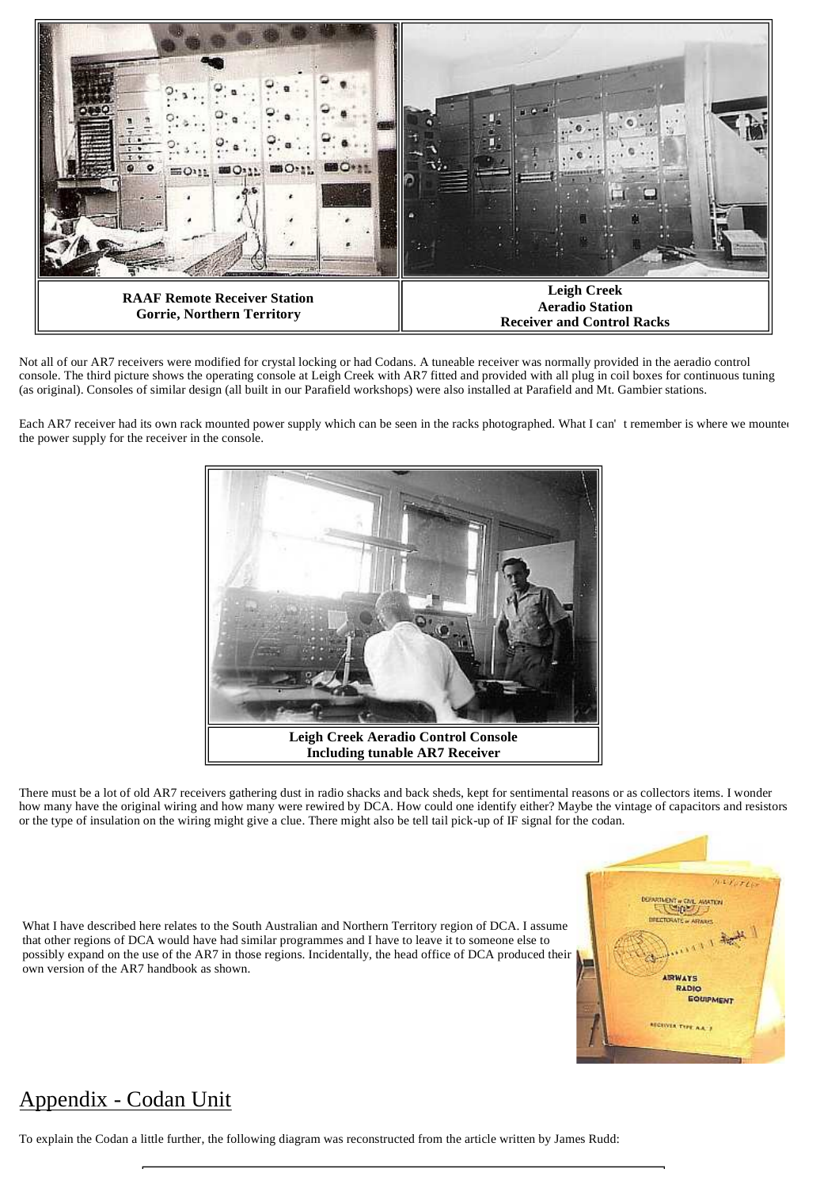| RAAF Remote Receiver Station Gorrie, Northern Territory | Leigh Creek Aeradio Station Receiver and Control Racks |
|---|---|

Not all of our AR7 receivers were modified for crystal locking or had Codans. A tuneable receiver was normally provided in the aeradio control console. The third picture shows the operating console at Leigh Creek with AR7 fitted and provided with all plug in coil boxes for continuous tuning (as original). Consoles of similar design (all built in our Parafield workshops) were also installed at Parafield and Mt. Gambier stations.

Each AR7 receiver had its own rack mounted power supply which can be seen in the racks photographed. What I can' t remember is where we mounted the power supply for the receiver in the console.

**Leigh Creek Aeradio Control Console**
**Including tunable AR7 Receiver**

There must be a lot of old AR7 receivers gathering dust in radio shacks and back sheds, kept for sentimental reasons or as collectors items. I wonder how many have the original wiring and how many were rewired by DCA. How could one identify either? Maybe the vintage of capacitors and resistors or the type of insulation on the wiring might give a clue. There might also be tell tail pick-up of IF signal for the codan.

What I have described here relates to the South Australian and Northern Territory region of DCA. I assume that other regions of DCA would have had similar programmes and I have to leave it to someone else to possibly expand on the use of the AR7 in those regions. Incidentally, the head office of DCA produced their own version of the AR7 handbook as shown.

## Appendix - Codan Unit

To explain the Codan a little further, the following diagram was reconstructed from the article written by James Rudd: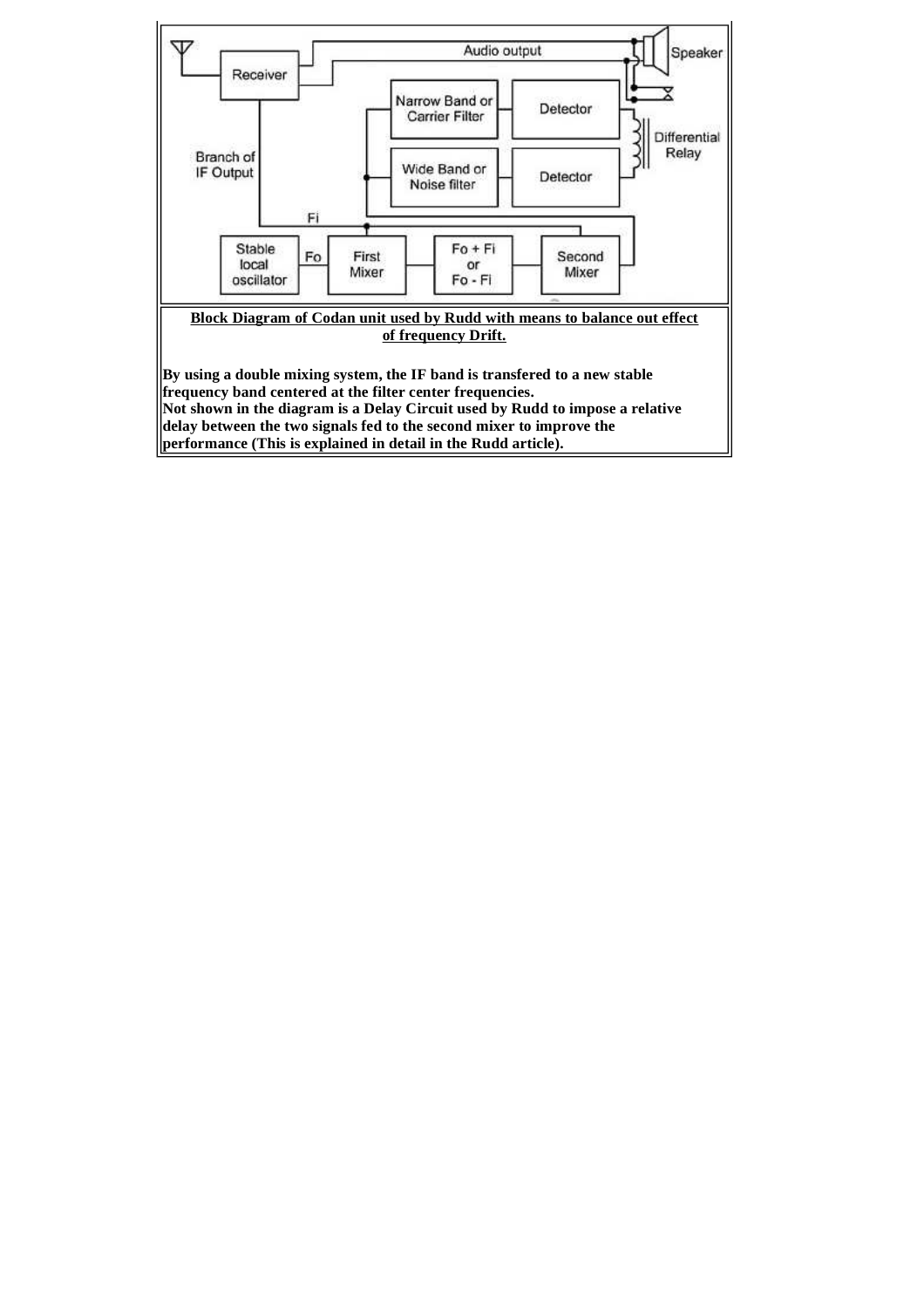Audio output

Speaker

Receiver

Narrow Band or Carrier Filter

Detector

Differential Relay

Branch of IF Output

Wide Band or Noise filter

Detector

Fi

Stable local oscillator

Fo

First Mixer

Fo + Fi or Fo - Fi

Second Mixer

**Block Diagram of Codan unit used by Rudd with means to balance out effect of frequency Drift.**

**By using a double mixing system, the IF band is transfered to a new stable frequency band centered at the filter center frequencies.**
**Not shown in the diagram is a Delay Circuit used by Rudd to impose a relative delay between the two signals fed to the second mixer to improve the performance (This is explained in detail in the Rudd article).**